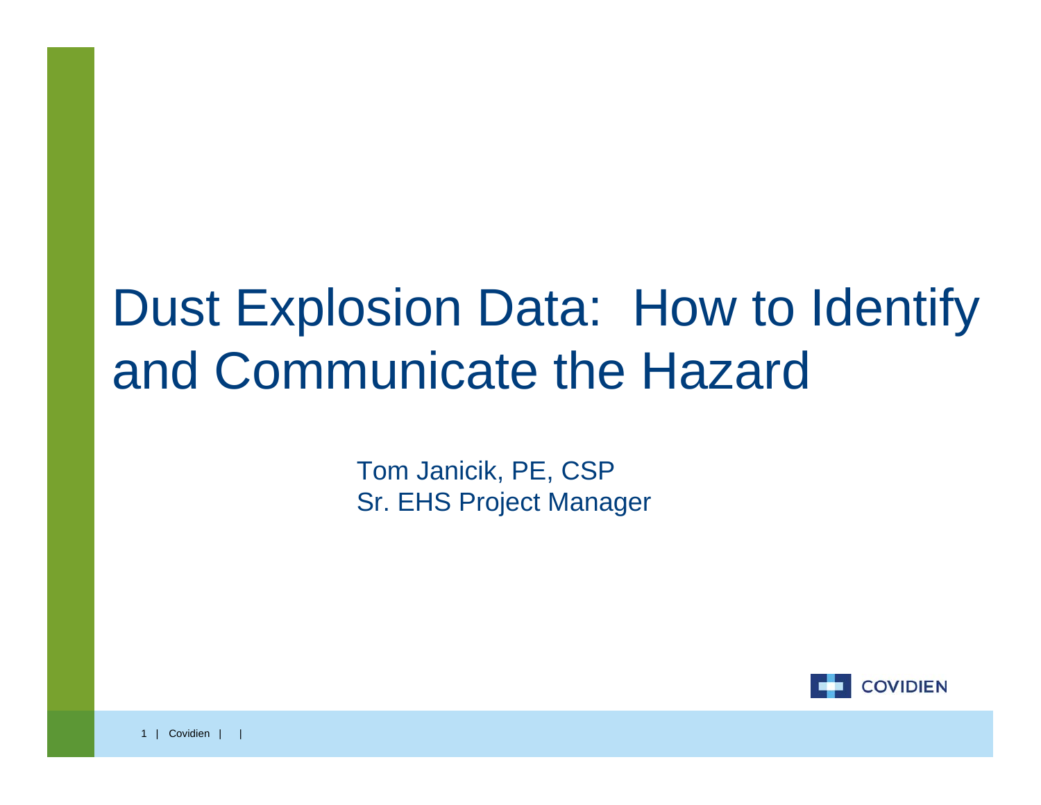# Dust Explosion Data: How to Identify and Communicate the Hazard

Tom Janicik, PE, CSP
Sr. EHS Project Manager

COVIDIEN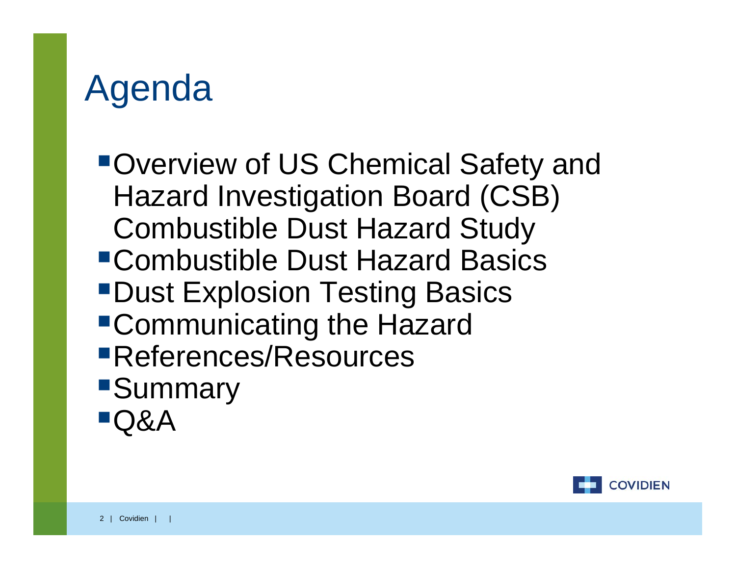# Agenda

- Overview of US Chemical Safety and Hazard Investigation Board (CSB) Combustible Dust Hazard Study
- Combustible Dust Hazard Basics
- Dust Explosion Testing Basics
- Communicating the Hazard
- References/Resources
- Summary
- Q&A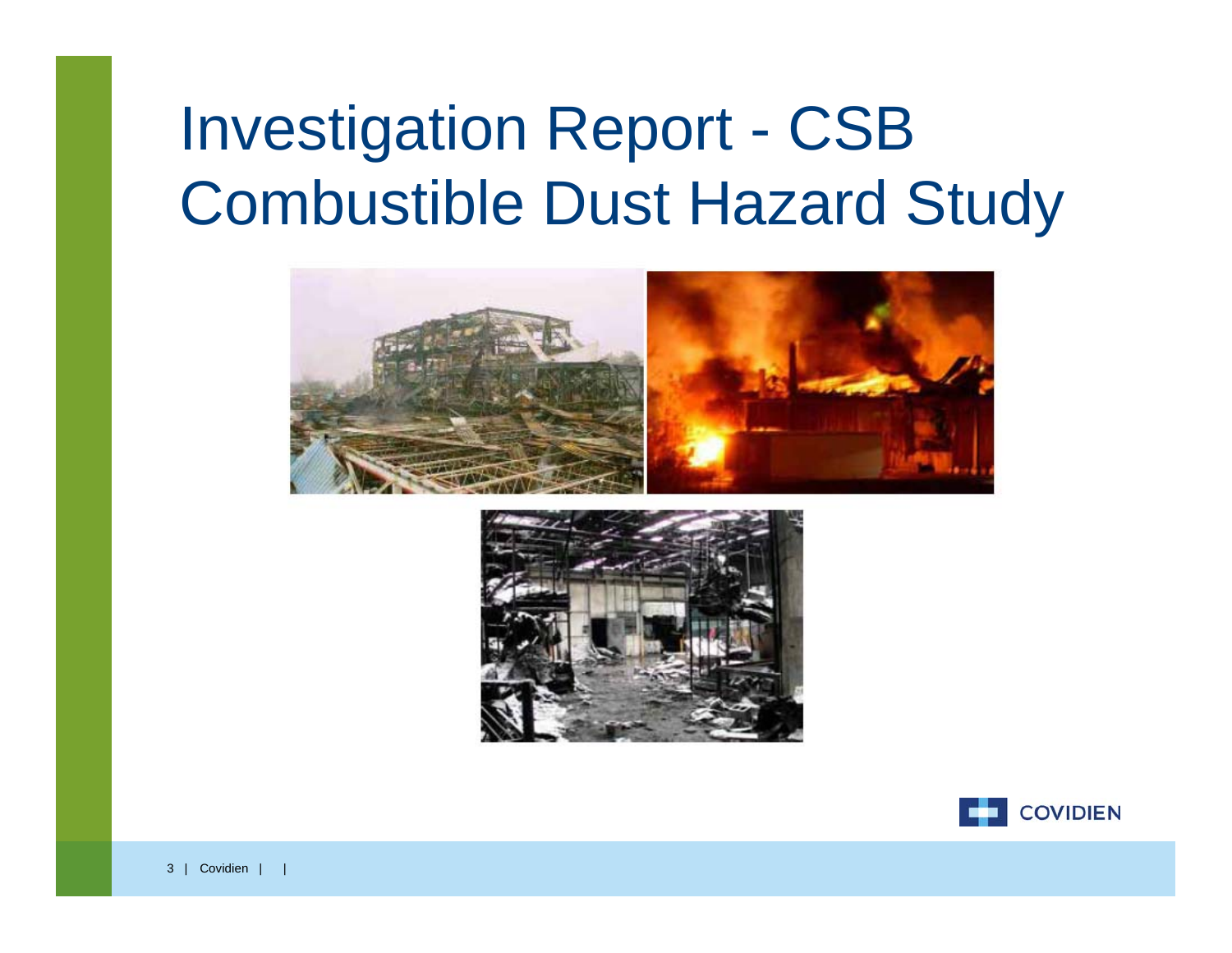# Investigation Report - CSB Combustible Dust Hazard Study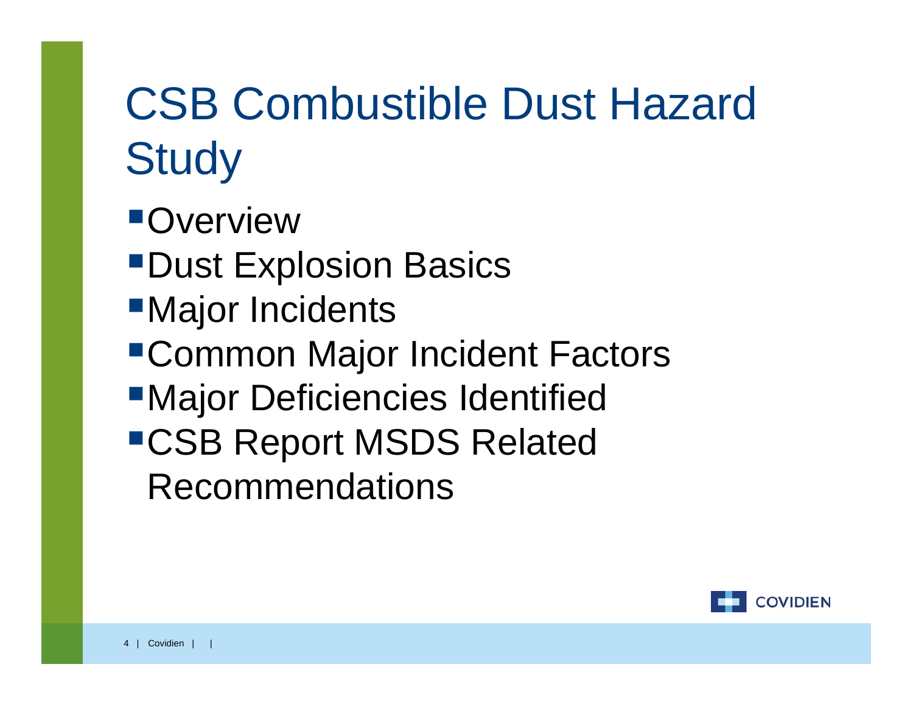# CSB Combustible Dust Hazard Study

- Overview
- Dust Explosion Basics
- Major Incidents
- Common Major Incident Factors
- Major Deficiencies Identified
- CSB Report MSDS Related Recommendations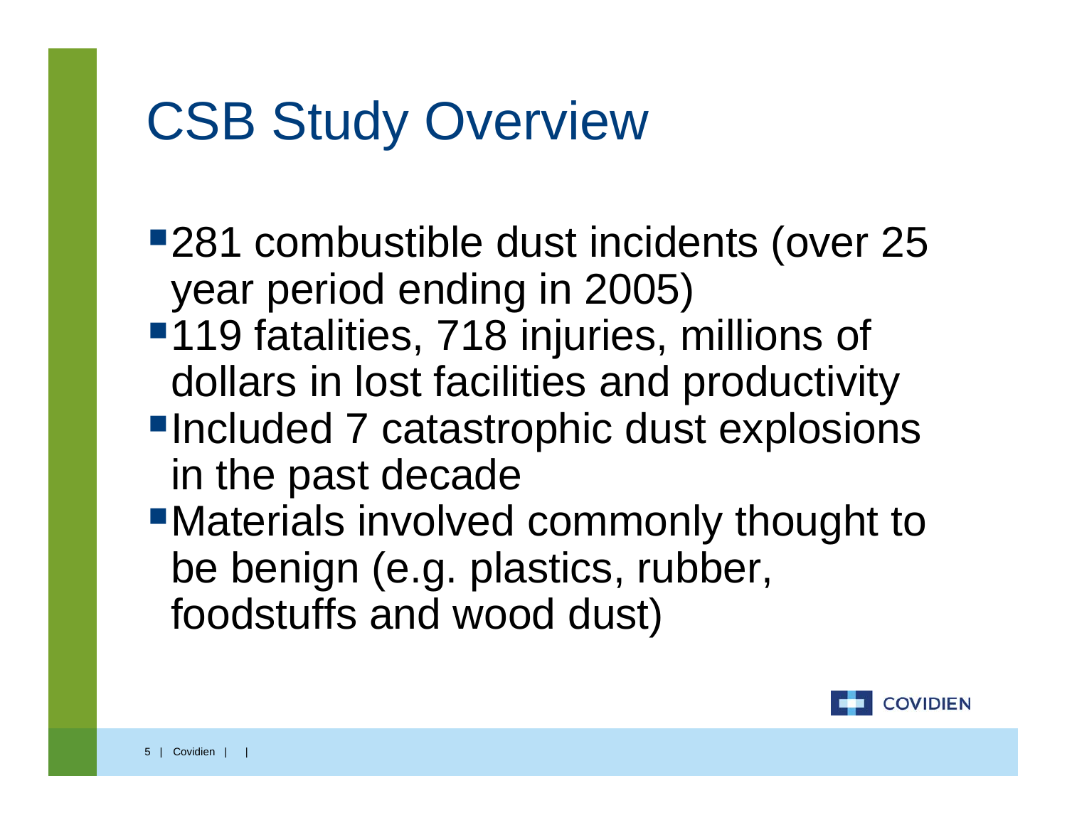# CSB Study Overview

- 281 combustible dust incidents (over 25 year period ending in 2005)
- 119 fatalities, 718 injuries, millions of dollars in lost facilities and productivity
- Included 7 catastrophic dust explosions in the past decade
- Materials involved commonly thought to be benign (e.g. plastics, rubber, foodstuffs and wood dust)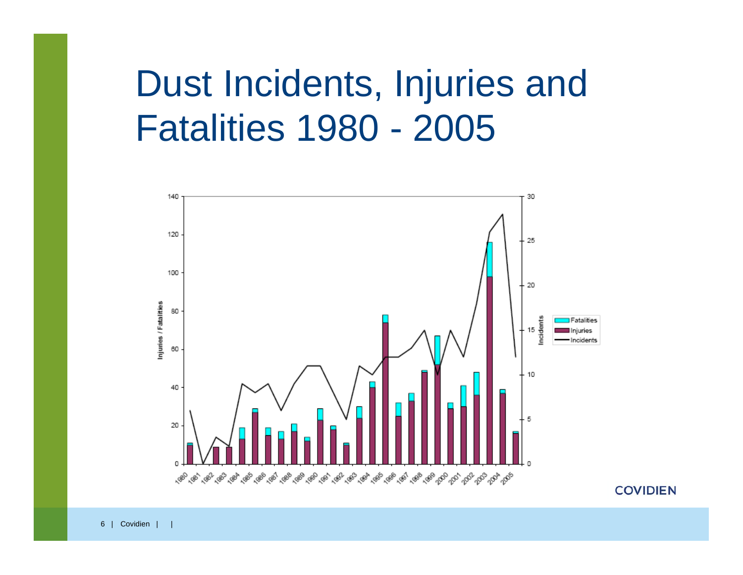# Dust Incidents, Injuries and Fatalities 1980 - 2005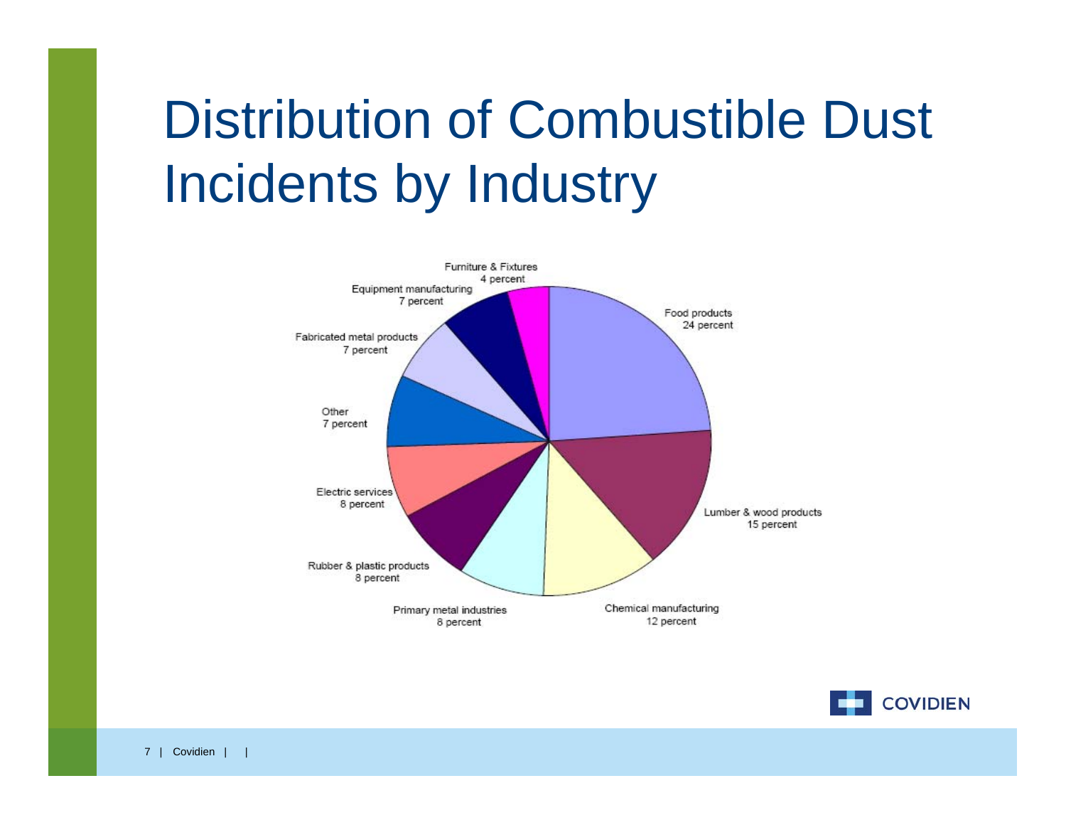# Distribution of Combustible Dust Incidents by Industry

- Food products 24 percent
- Lumber & wood products 15 percent
- Chemical manufacturing 12 percent
- Primary metal industries 8 percent
- Rubber & plastic products 8 percent
- Electric services 8 percent
- Other 7 percent
- Fabricated metal products 7 percent
- Equipment manufacturing 7 percent
- Furniture & Fixtures 4 percent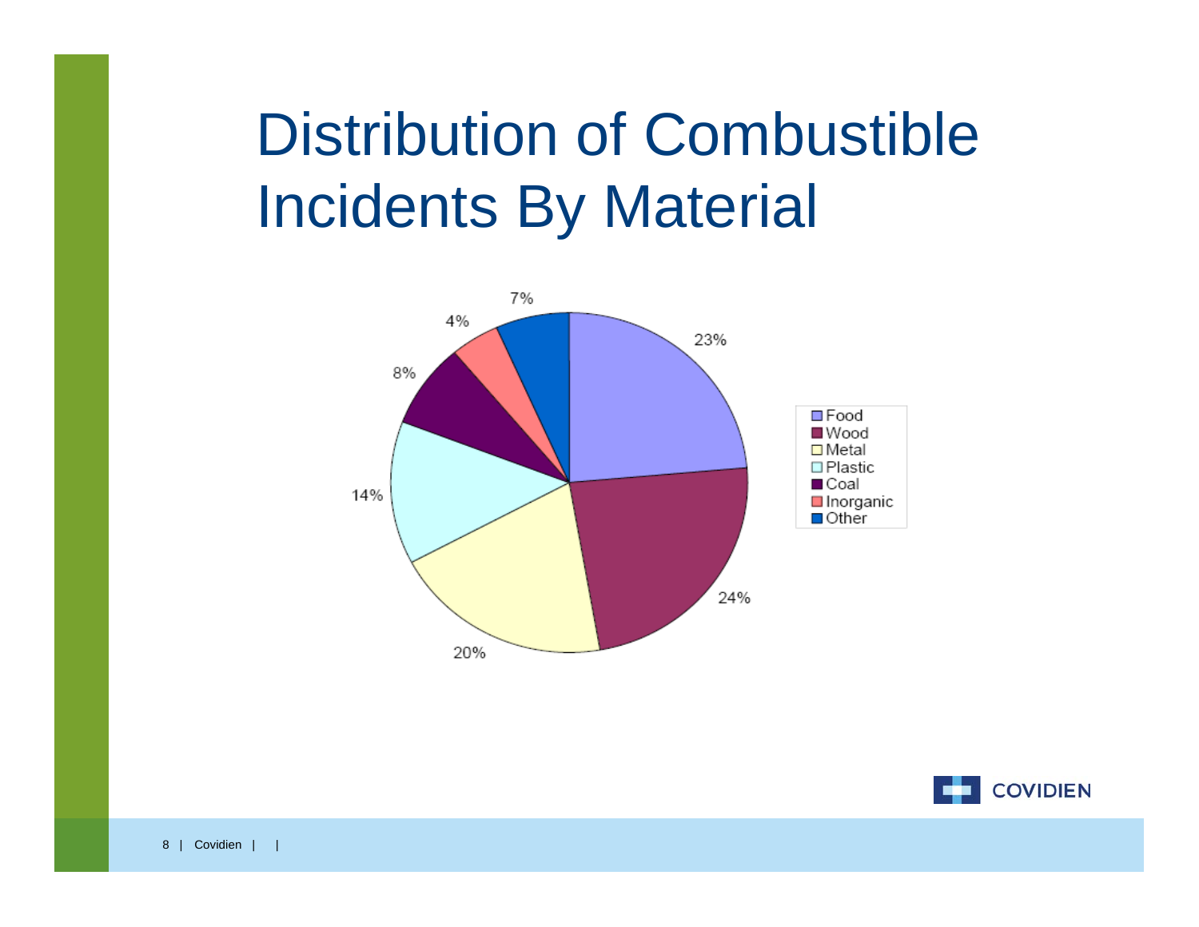# Distribution of Combustible Incidents By Material

| Material | Percentage |
|---|---|
| Food | 23% |
| Wood | 24% |
| Metal | 20% |
| Plastic | 14% |
| Coal | 8% |
| Inorganic | 4% |
| Other | 7% |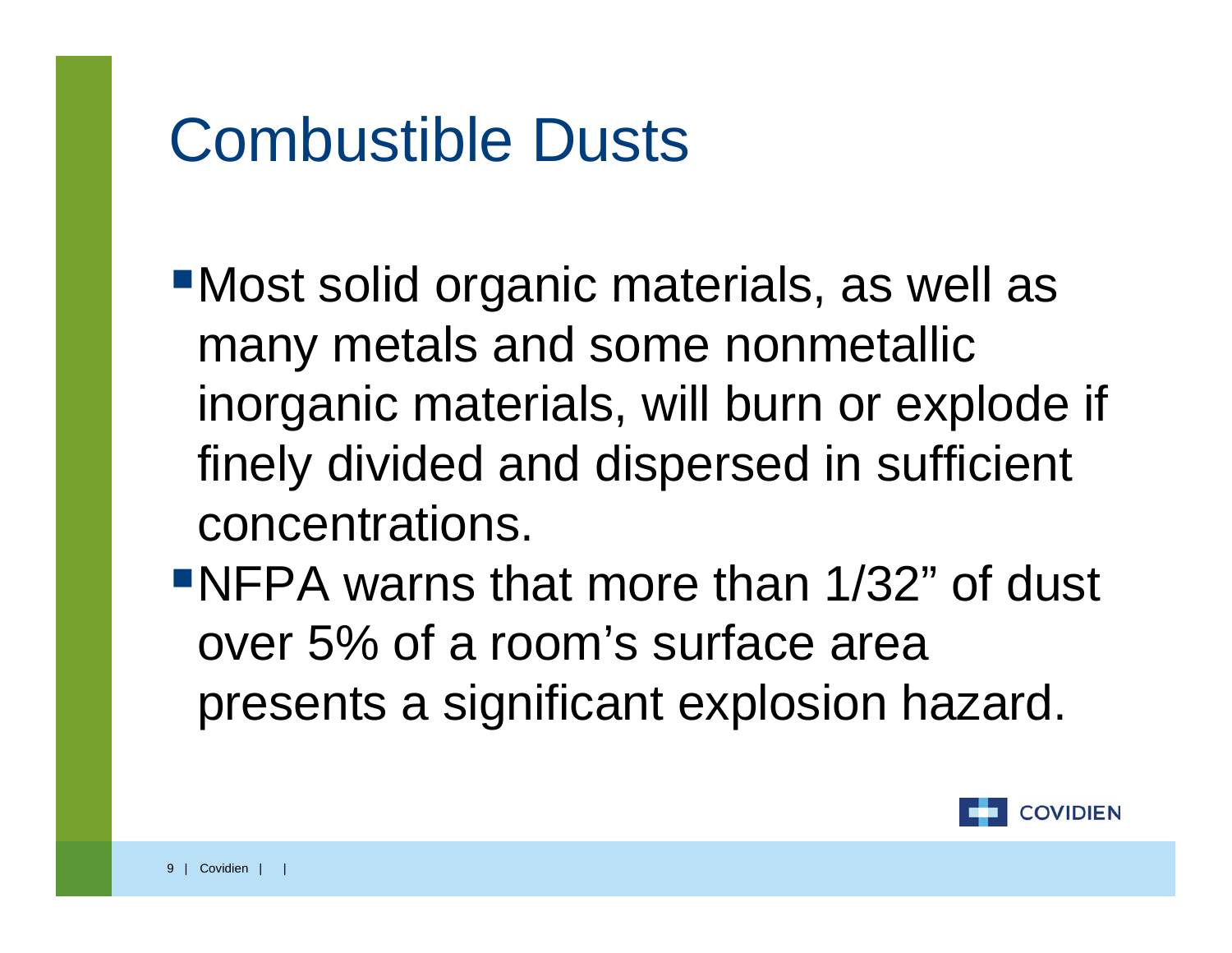# Combustible Dusts

- Most solid organic materials, as well as many metals and some nonmetallic inorganic materials, will burn or explode if finely divided and dispersed in sufficient concentrations.
- NFPA warns that more than 1/32" of dust over 5% of a room's surface area presents a significant explosion hazard.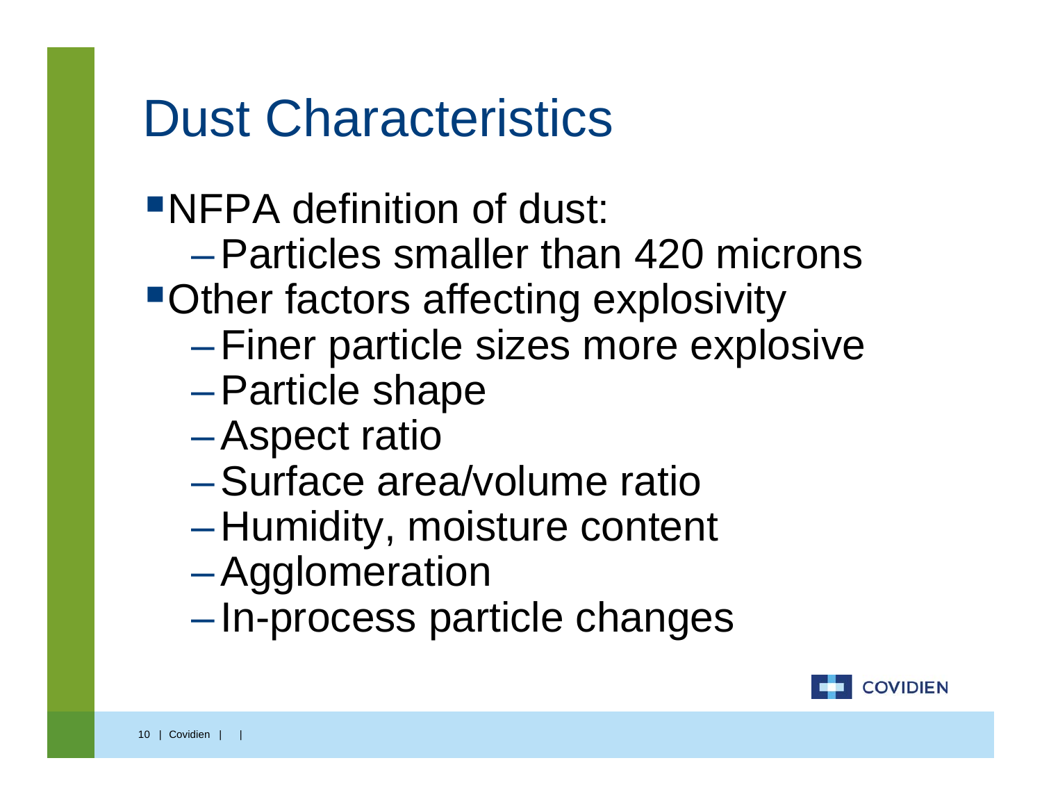# Dust Characteristics

- NFPA definition of dust:
  - Particles smaller than 420 microns
- Other factors affecting explosivity
  - Finer particle sizes more explosive
  - Particle shape
  - Aspect ratio
  - Surface area/volume ratio
  - Humidity, moisture content
  - Agglomeration
  - In-process particle changes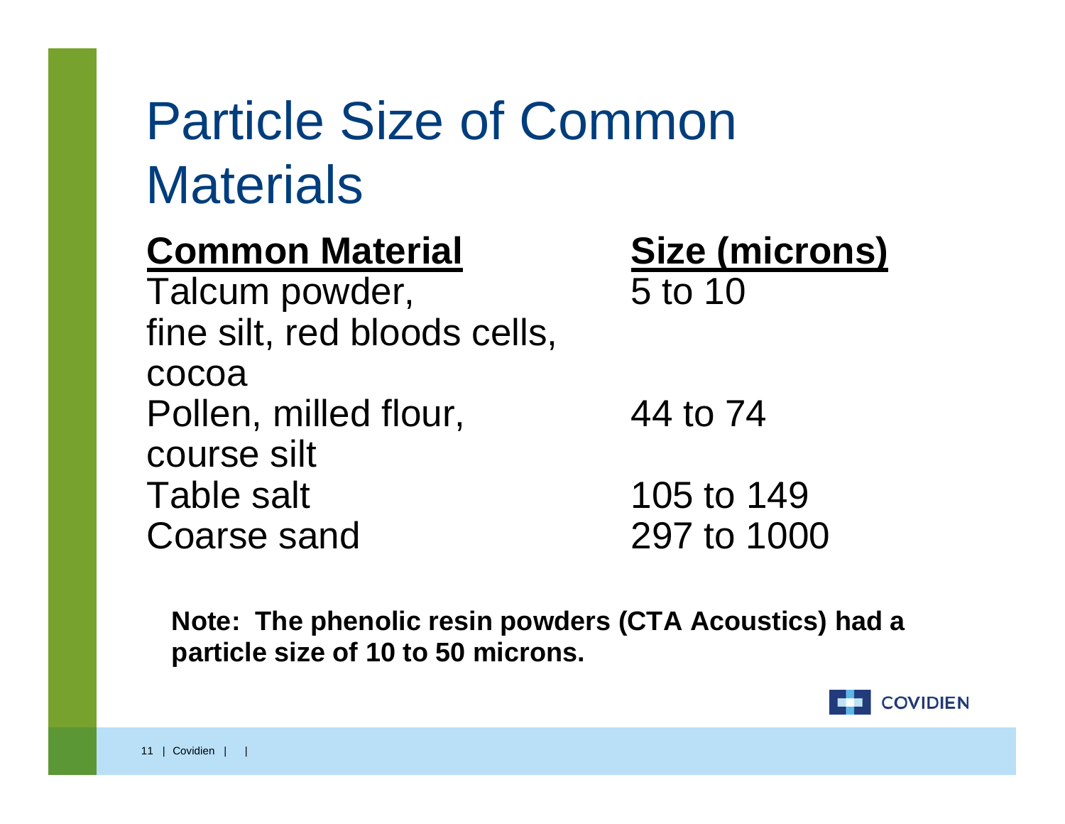# Particle Size of Common Materials

| Common Material | Size (microns) |
|---|---|
| Talcum powder, fine silt, red bloods cells, cocoa | 5 to 10 |
| Pollen, milled flour, course silt | 44 to 74 |
| Table salt | 105 to 149 |
| Coarse sand | 297 to 1000 |

**Note: The phenolic resin powders (CTA Acoustics) had a particle size of 10 to 50 microns.**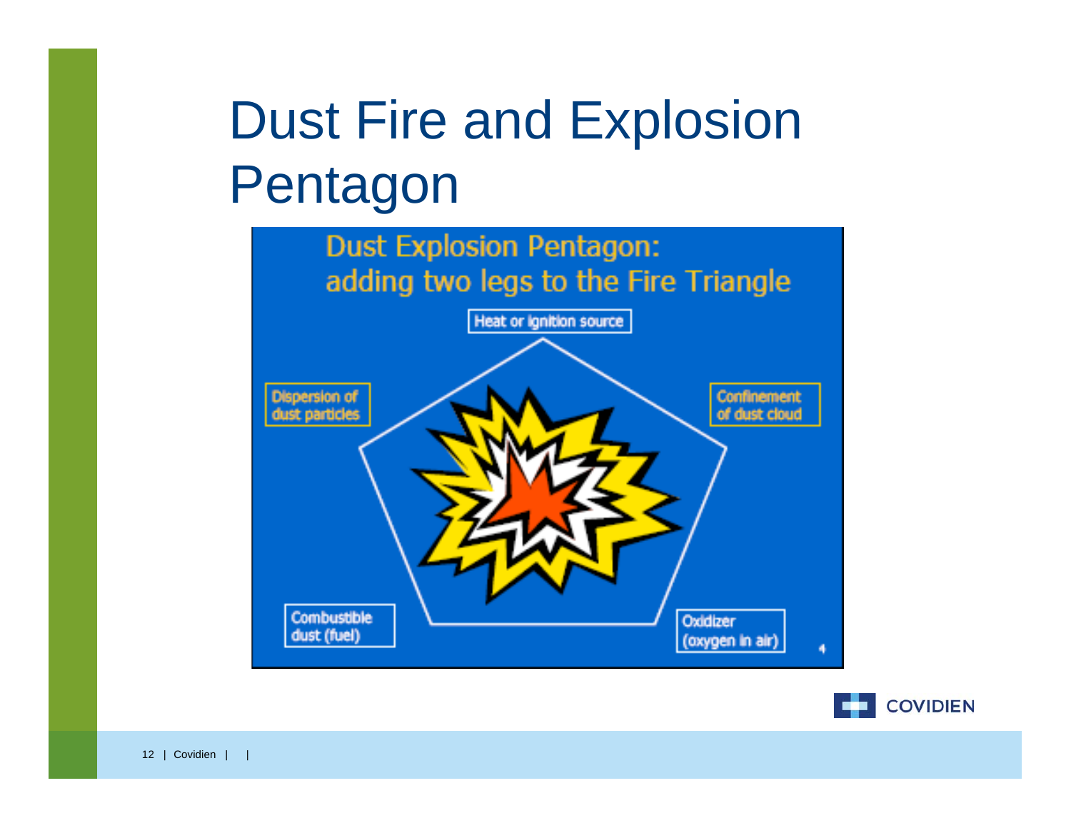# Dust Fire and Explosion Pentagon

## Dust Explosion Pentagon: adding two legs to the Fire Triangle

- Heat or ignition source
- Confinement of dust cloud
- Oxidizer (oxygen in air)
- Combustible dust (fuel)
- Dispersion of dust particles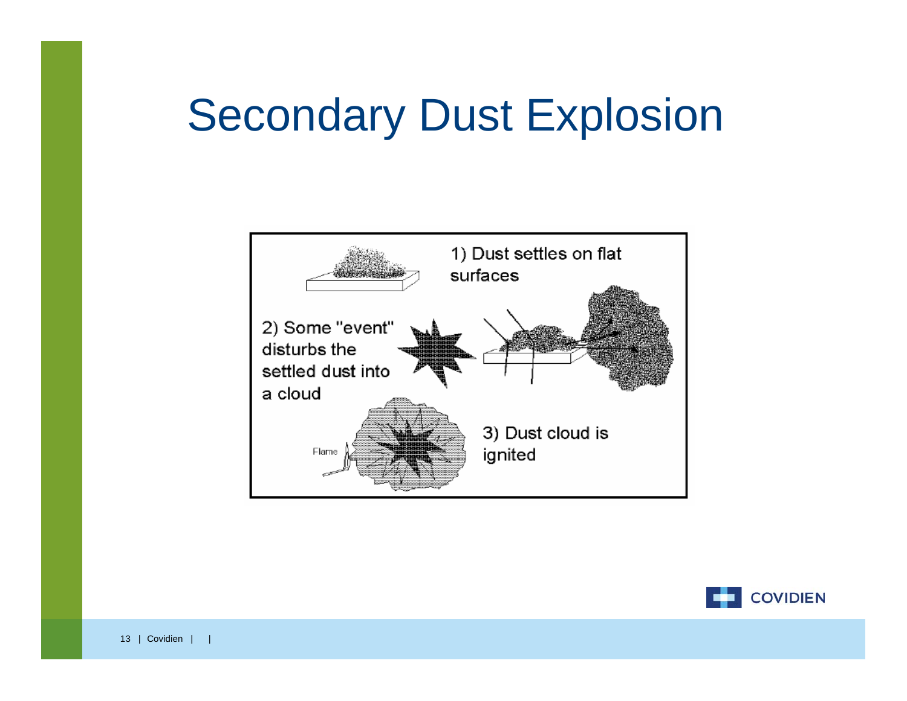# Secondary Dust Explosion

1) Dust settles on flat surfaces

2) Some "event" disturbs the settled dust into a cloud

3) Dust cloud is ignited

Flame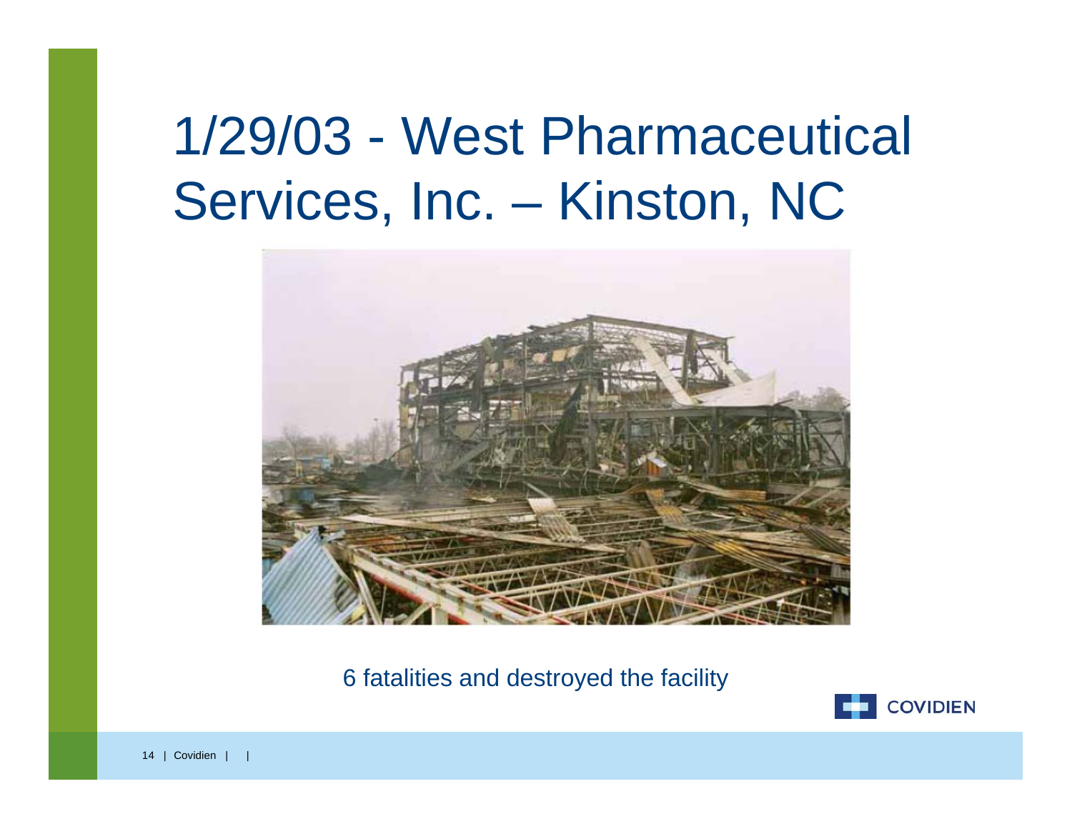# 1/29/03 - West Pharmaceutical Services, Inc. – Kinston, NC

6 fatalities and destroyed the facility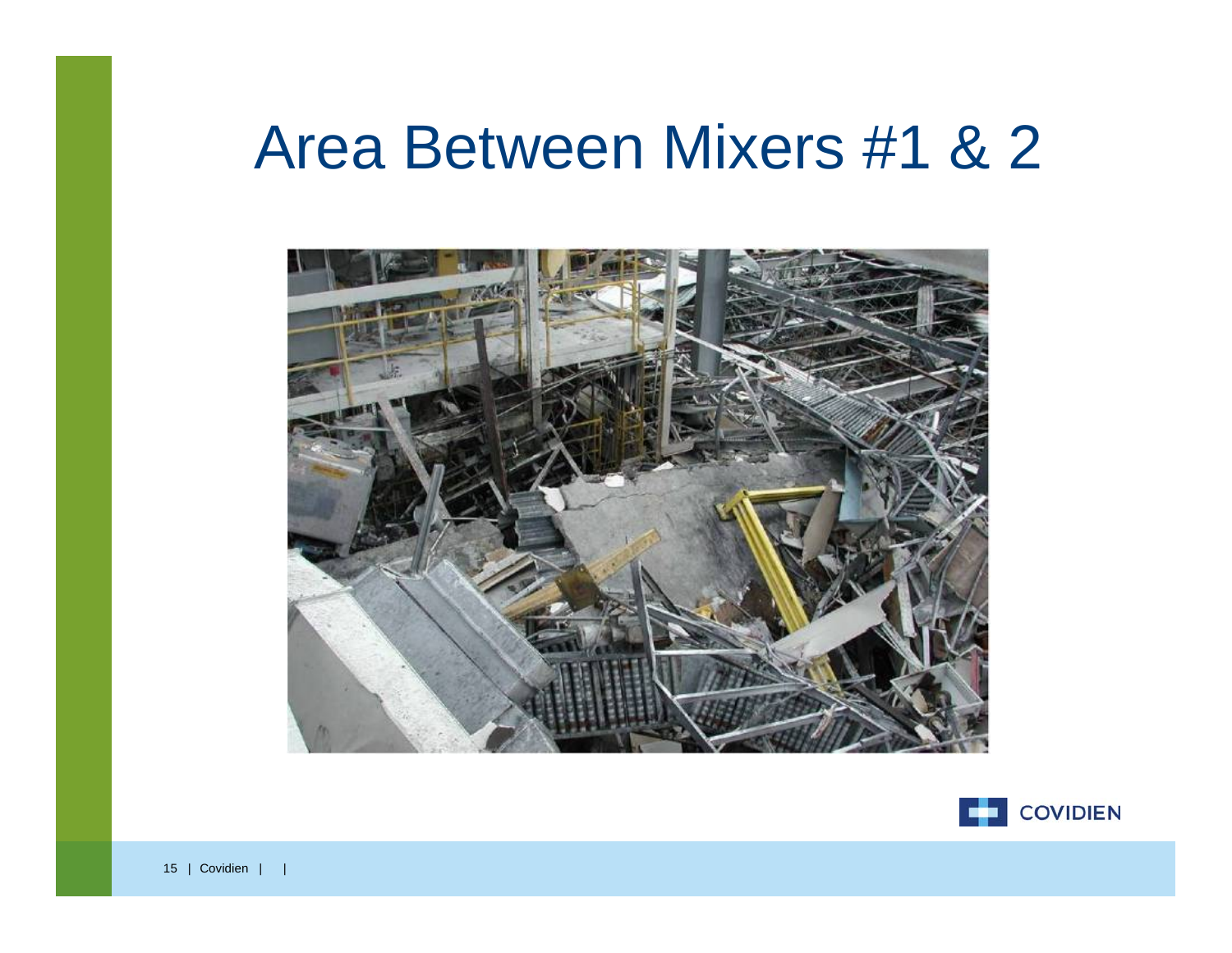# Area Between Mixers #1 & 2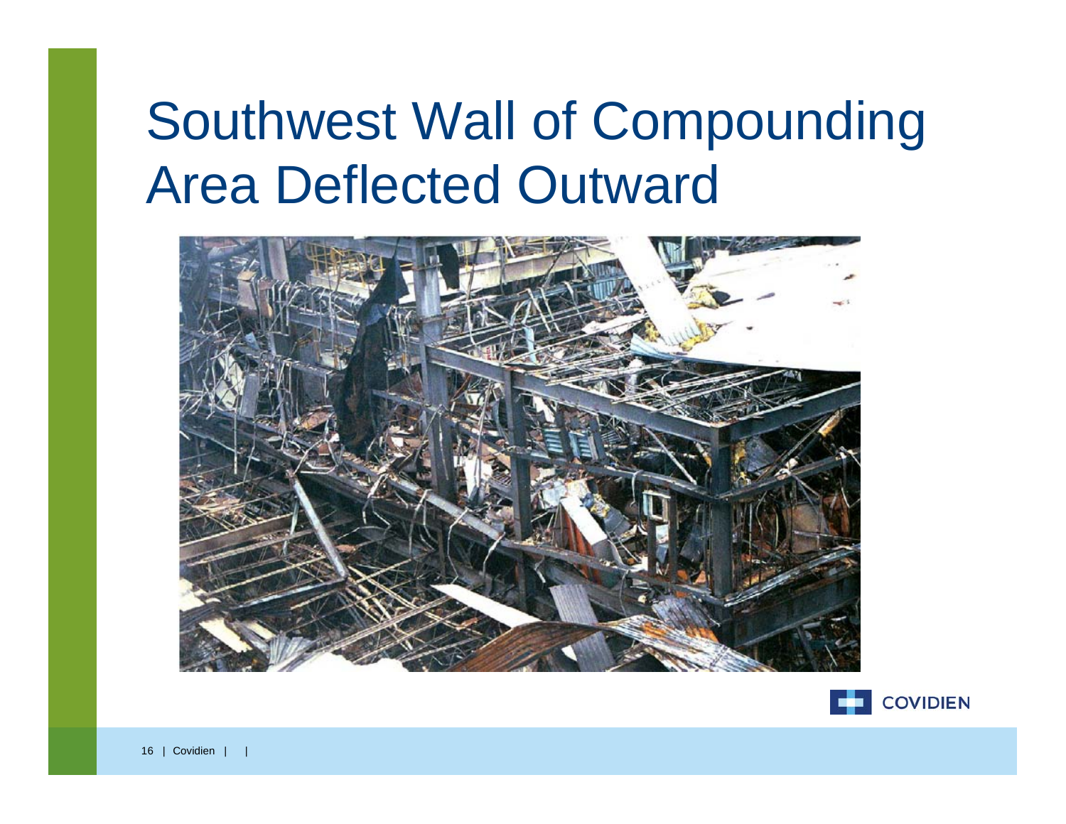# Southwest Wall of Compounding Area Deflected Outward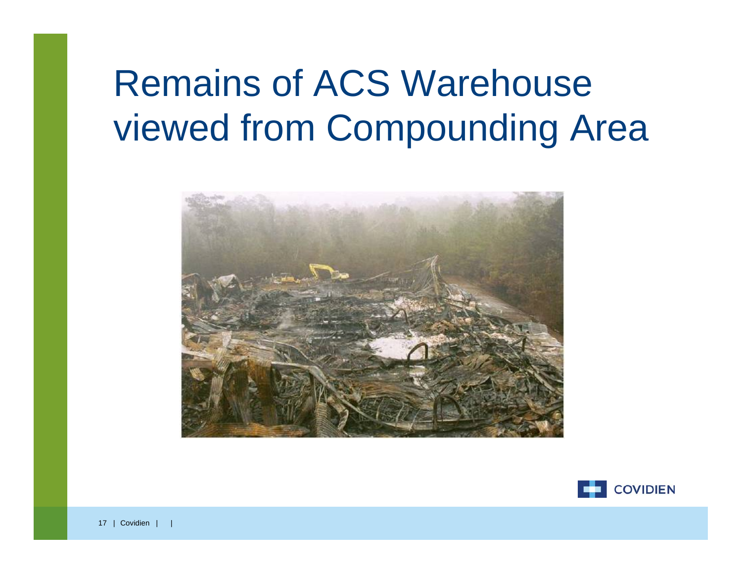# Remains of ACS Warehouse viewed from Compounding Area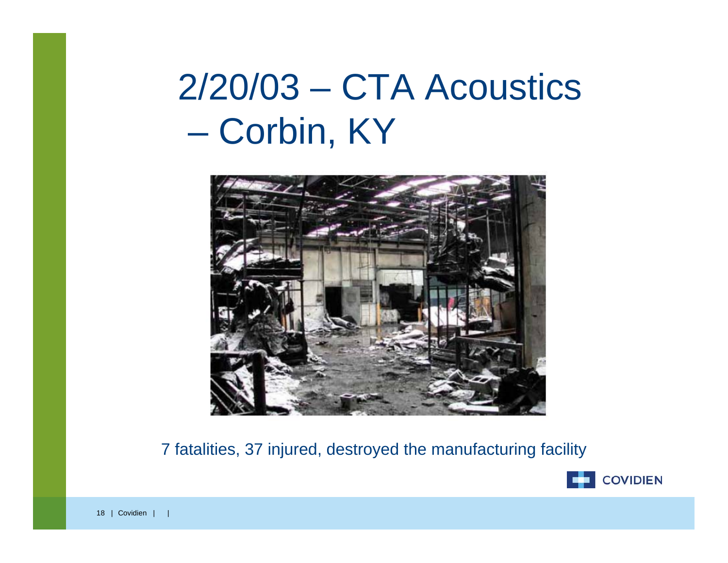# 2/20/03 – CTA Acoustics – Corbin, KY

7 fatalities, 37 injured, destroyed the manufacturing facility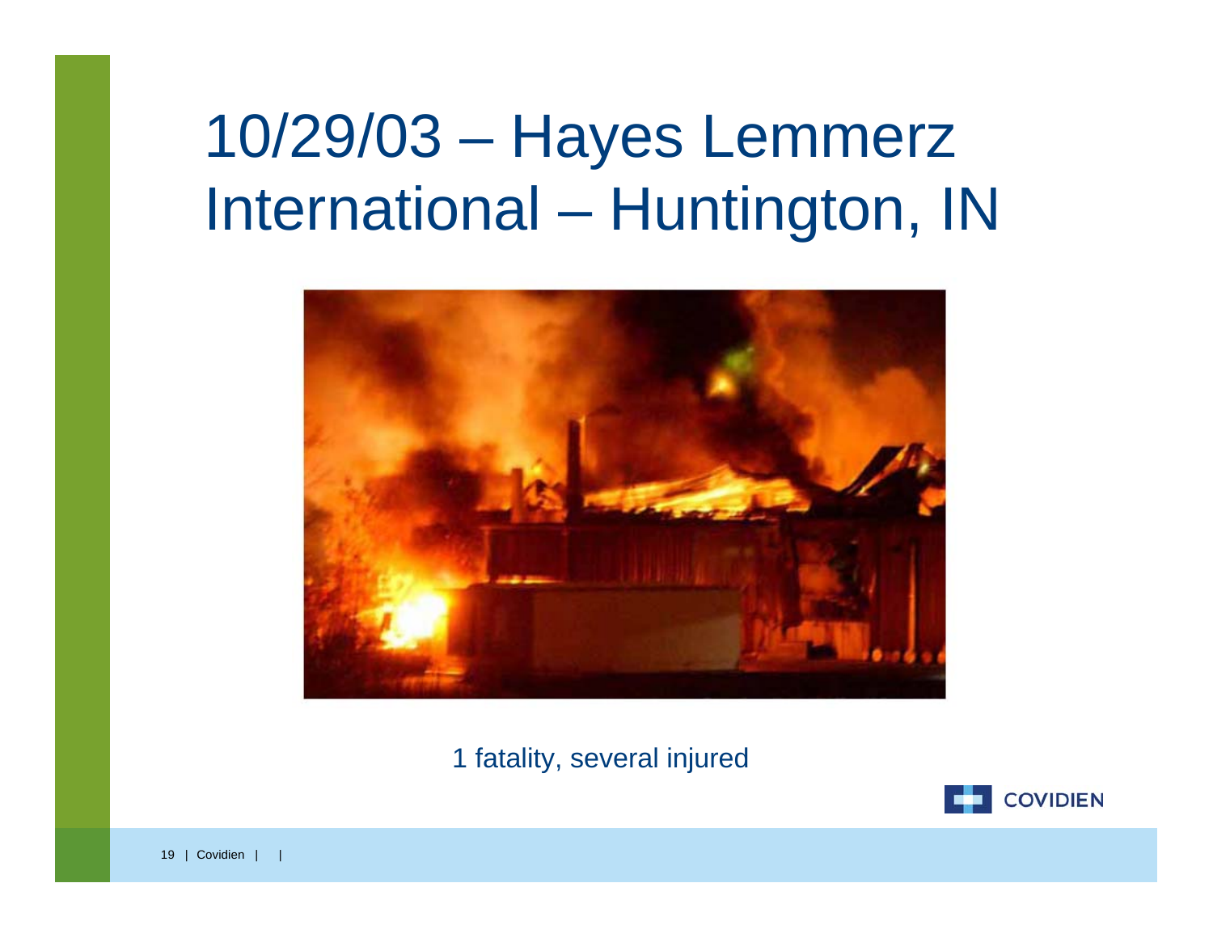# 10/29/03 – Hayes Lemmerz International – Huntington, IN

1 fatality, several injured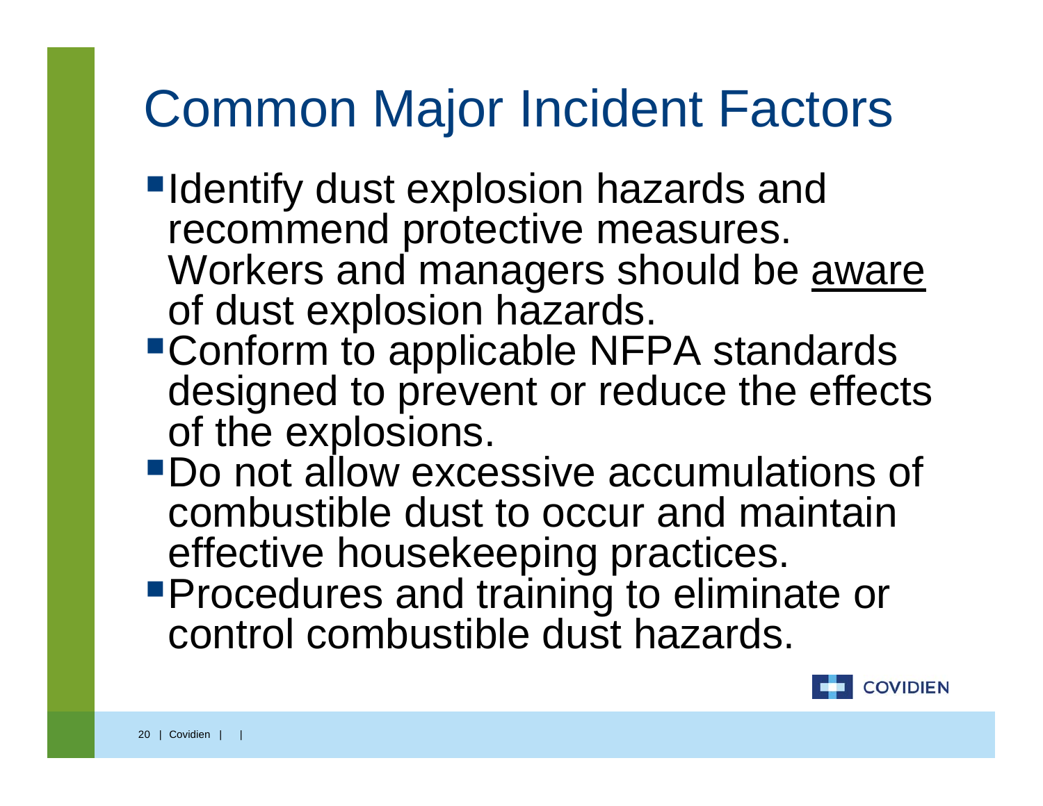# Common Major Incident Factors

- Identify dust explosion hazards and recommend protective measures. Workers and managers should be <u>aware</u> of dust explosion hazards.
- Conform to applicable NFPA standards designed to prevent or reduce the effects of the explosions.
- Do not allow excessive accumulations of combustible dust to occur and maintain effective housekeeping practices.
- Procedures and training to eliminate or control combustible dust hazards.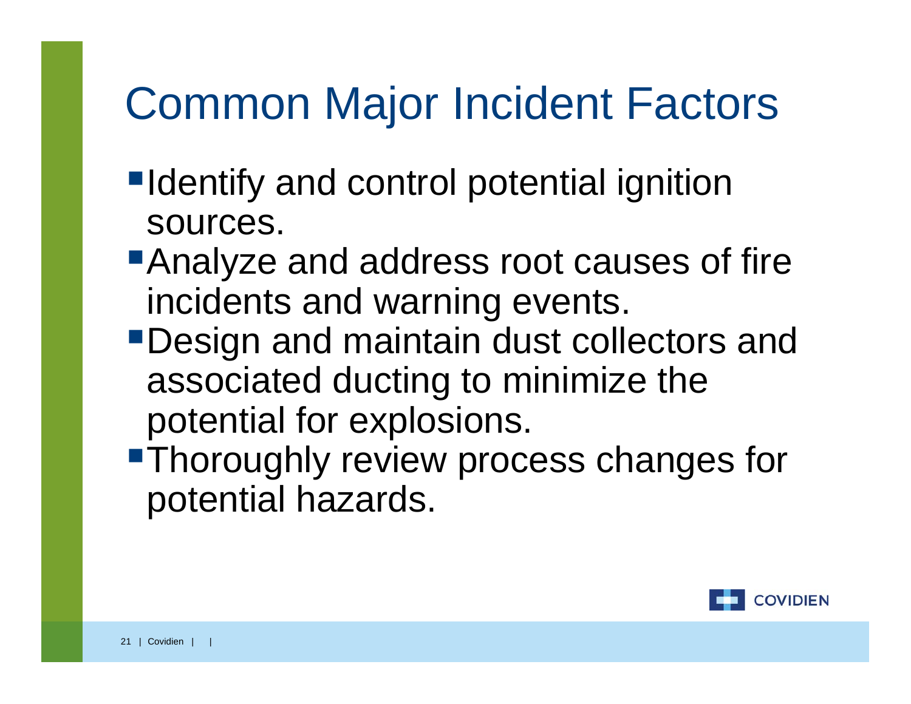# Common Major Incident Factors

- Identify and control potential ignition sources.
- Analyze and address root causes of fire incidents and warning events.
- Design and maintain dust collectors and associated ducting to minimize the potential for explosions.
- Thoroughly review process changes for potential hazards.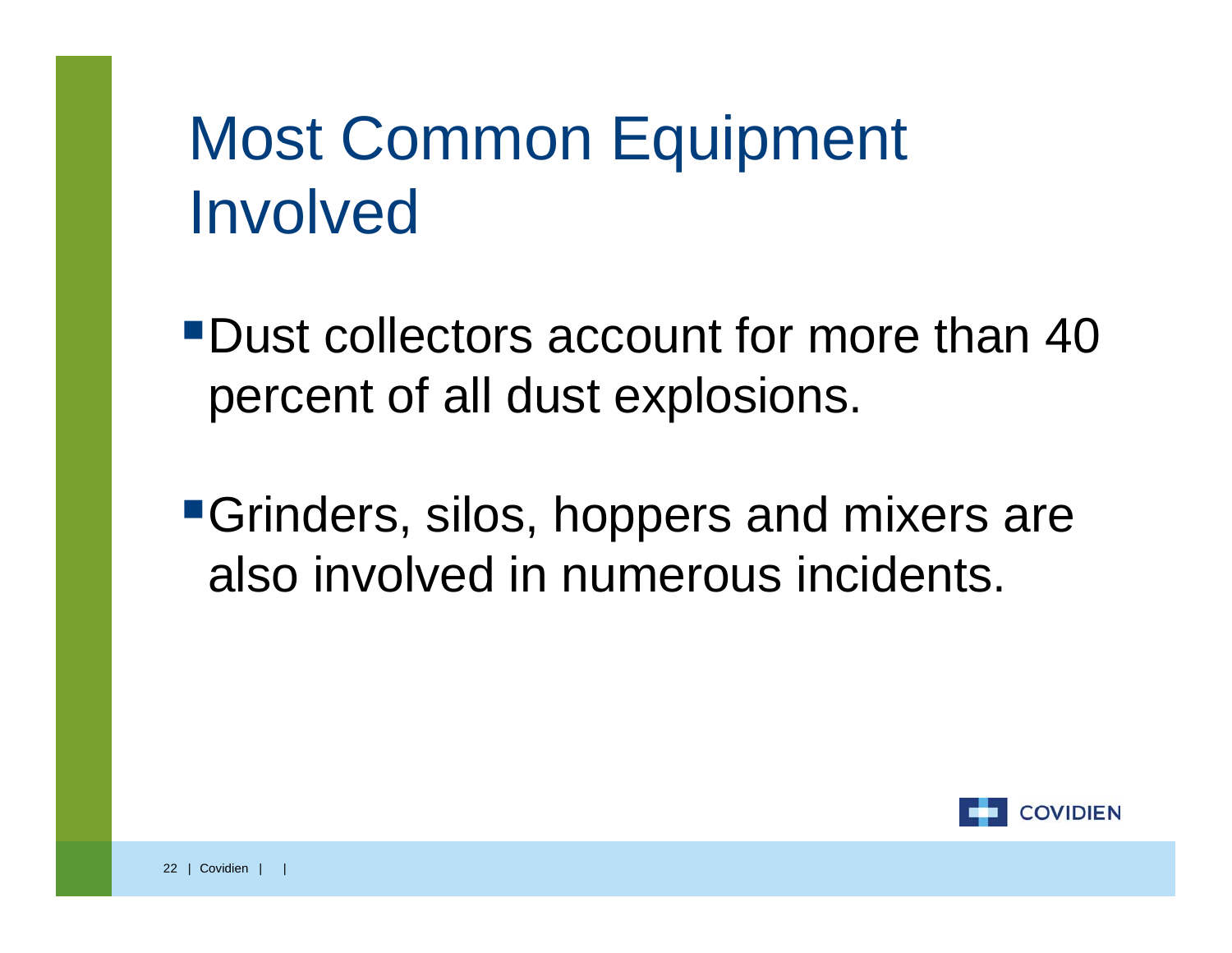# Most Common Equipment Involved

- Dust collectors account for more than 40 percent of all dust explosions.
- Grinders, silos, hoppers and mixers are also involved in numerous incidents.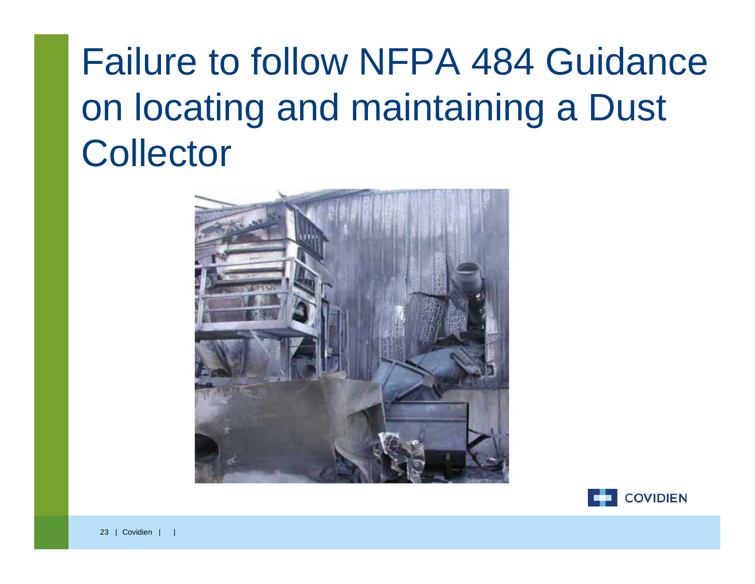# Failure to follow NFPA 484 Guidance on locating and maintaining a Dust Collector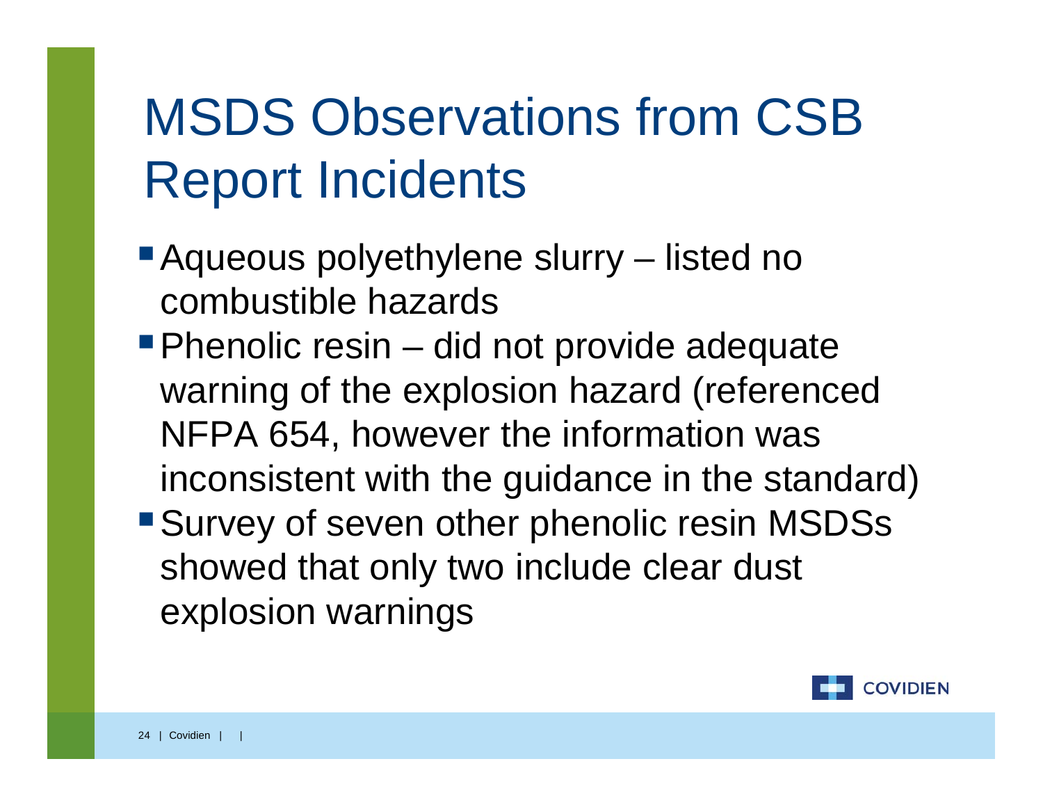# MSDS Observations from CSB Report Incidents

- Aqueous polyethylene slurry – listed no combustible hazards
- Phenolic resin – did not provide adequate warning of the explosion hazard (referenced NFPA 654, however the information was inconsistent with the guidance in the standard)
- Survey of seven other phenolic resin MSDSs showed that only two include clear dust explosion warnings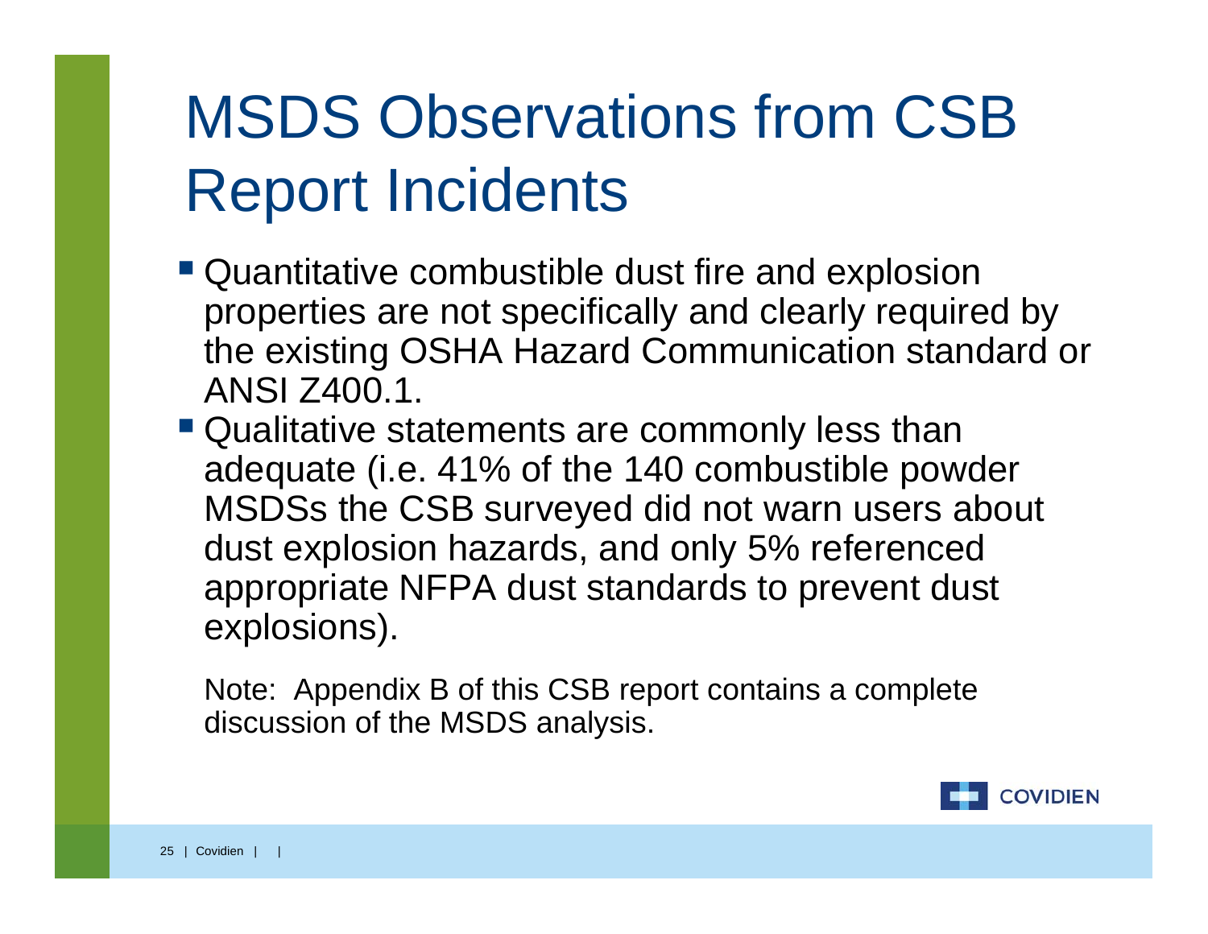# MSDS Observations from CSB Report Incidents

- Quantitative combustible dust fire and explosion properties are not specifically and clearly required by the existing OSHA Hazard Communication standard or ANSI Z400.1.
- Qualitative statements are commonly less than adequate (i.e. 41% of the 140 combustible powder MSDSs the CSB surveyed did not warn users about dust explosion hazards, and only 5% referenced appropriate NFPA dust standards to prevent dust explosions).

Note: Appendix B of this CSB report contains a complete discussion of the MSDS analysis.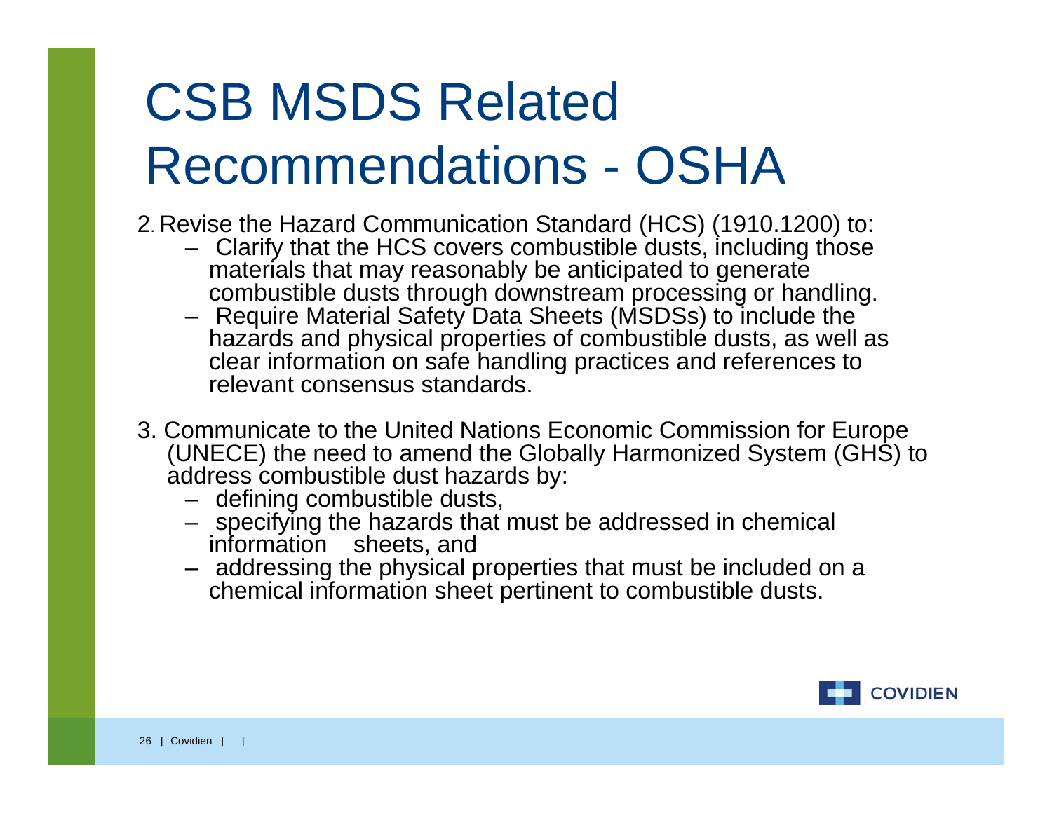# CSB MSDS Related Recommendations - OSHA

2. Revise the Hazard Communication Standard (HCS) (1910.1200) to:
   - Clarify that the HCS covers combustible dusts, including those materials that may reasonably be anticipated to generate combustible dusts through downstream processing or handling.
   - Require Material Safety Data Sheets (MSDSs) to include the hazards and physical properties of combustible dusts, as well as clear information on safe handling practices and references to relevant consensus standards.

3. Communicate to the United Nations Economic Commission for Europe (UNECE) the need to amend the Globally Harmonized System (GHS) to address combustible dust hazards by:
   - defining combustible dusts,
   - specifying the hazards that must be addressed in chemical information sheets, and
   - addressing the physical properties that must be included on a chemical information sheet pertinent to combustible dusts.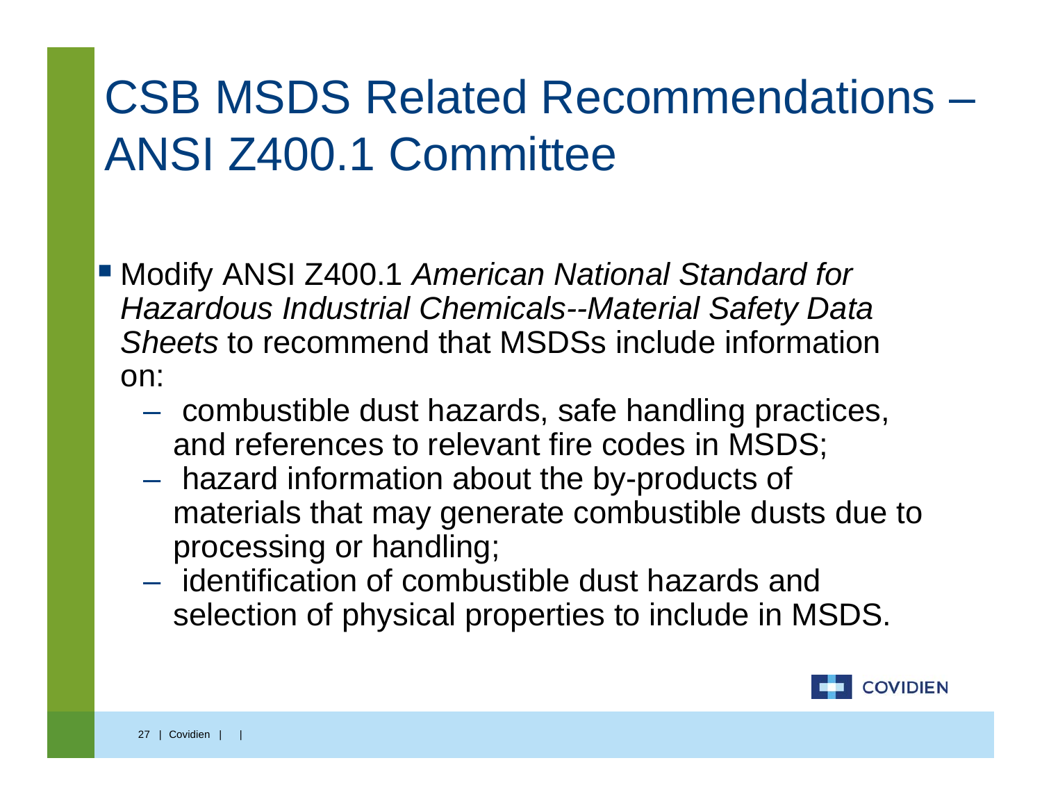# CSB MSDS Related Recommendations – ANSI Z400.1 Committee

- Modify ANSI Z400.1 *American National Standard for Hazardous Industrial Chemicals--Material Safety Data Sheets* to recommend that MSDSs include information on:
  - combustible dust hazards, safe handling practices, and references to relevant fire codes in MSDS;
  - hazard information about the by-products of materials that may generate combustible dusts due to processing or handling;
  - identification of combustible dust hazards and selection of physical properties to include in MSDS.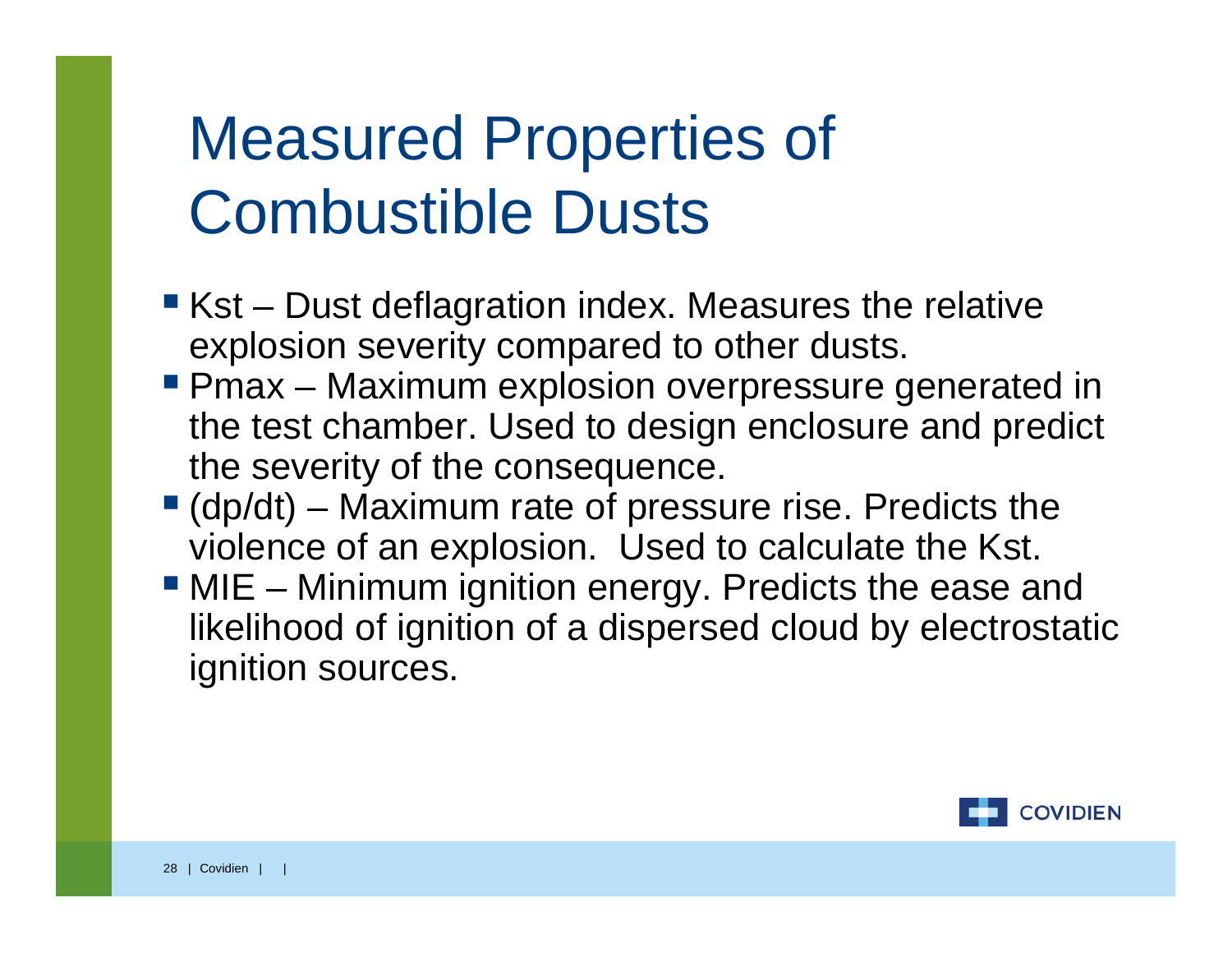# Measured Properties of Combustible Dusts

- Kst – Dust deflagration index. Measures the relative explosion severity compared to other dusts.
- Pmax – Maximum explosion overpressure generated in the test chamber. Used to design enclosure and predict the severity of the consequence.
- (dp/dt) – Maximum rate of pressure rise. Predicts the violence of an explosion. Used to calculate the Kst.
- MIE – Minimum ignition energy. Predicts the ease and likelihood of ignition of a dispersed cloud by electrostatic ignition sources.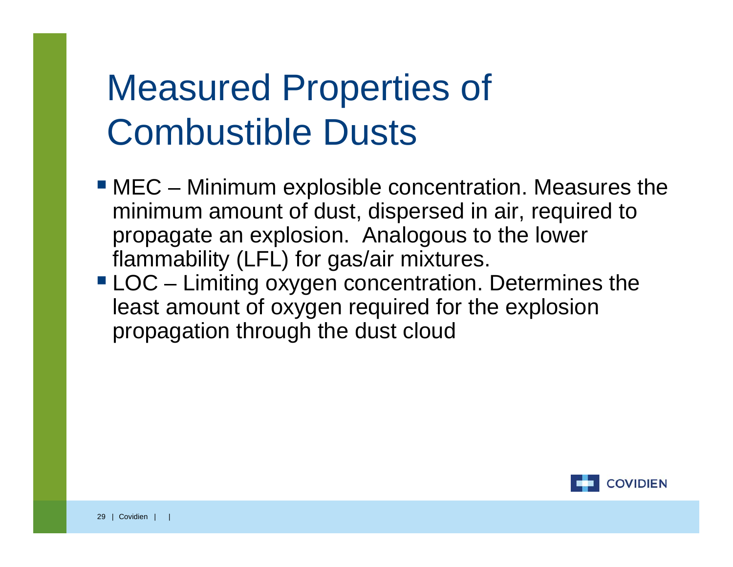# Measured Properties of Combustible Dusts

- MEC – Minimum explosible concentration. Measures the minimum amount of dust, dispersed in air, required to propagate an explosion. Analogous to the lower flammability (LFL) for gas/air mixtures.
- LOC – Limiting oxygen concentration. Determines the least amount of oxygen required for the explosion propagation through the dust cloud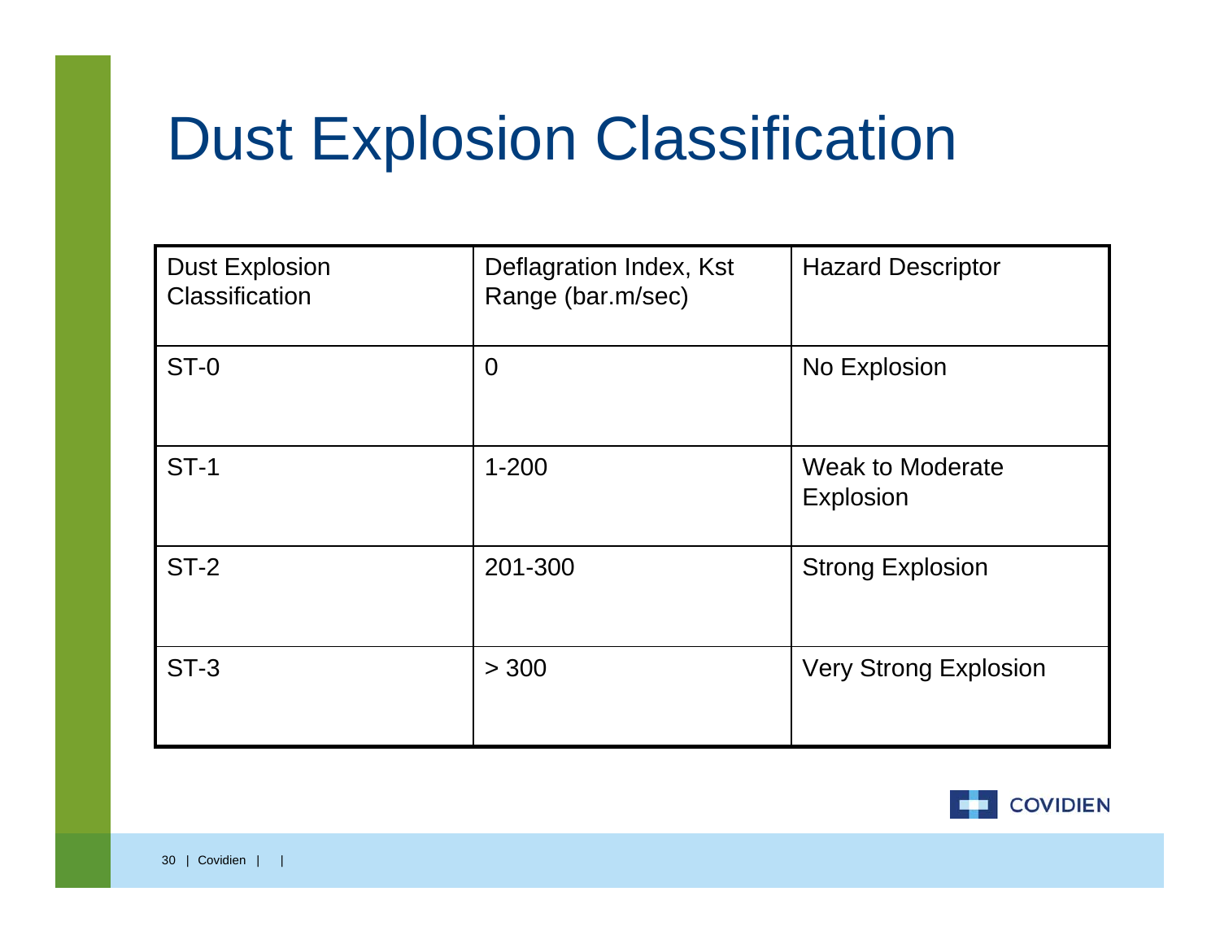# Dust Explosion Classification

| Dust Explosion Classification | Deflagration Index, Kst Range (bar.m/sec) | Hazard Descriptor |
|---|---|---|
| ST-0 | 0 | No Explosion |
| ST-1 | 1-200 | Weak to Moderate Explosion |
| ST-2 | 201-300 | Strong Explosion |
| ST-3 | > 300 | Very Strong Explosion |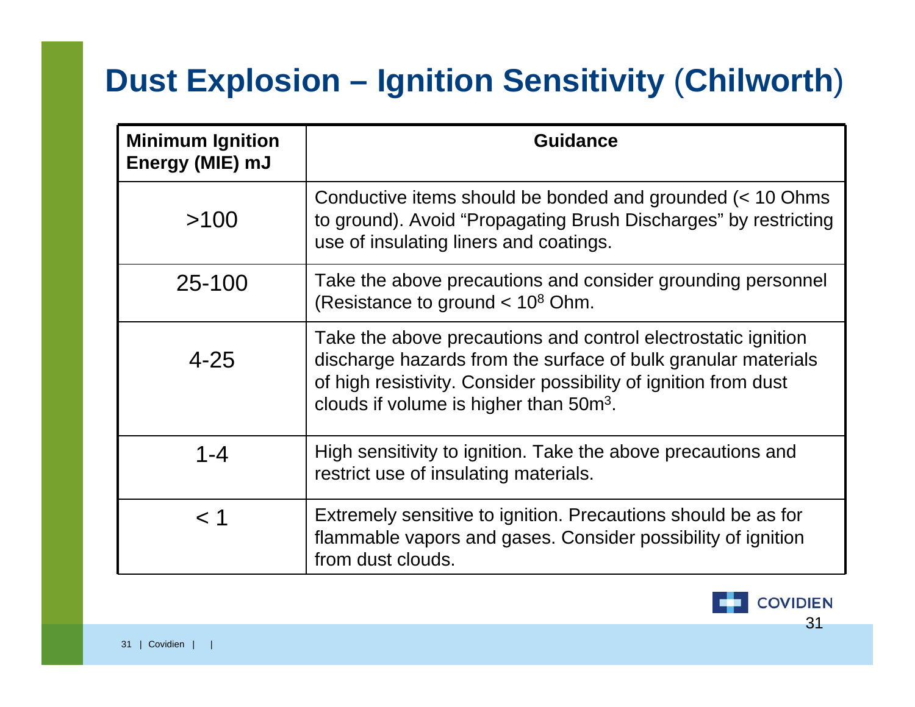# Dust Explosion – Ignition Sensitivity (Chilworth)

| Minimum Ignition Energy (MIE) mJ | Guidance |
|---|---|
| >100 | Conductive items should be bonded and grounded (< 10 Ohms to ground). Avoid "Propagating Brush Discharges" by restricting use of insulating liners and coatings. |
| 25-100 | Take the above precautions and consider grounding personnel (Resistance to ground < $10^8$ Ohm. |
| 4-25 | Take the above precautions and control electrostatic ignition discharge hazards from the surface of bulk granular materials of high resistivity. Consider possibility of ignition from dust clouds if volume is higher than $50m^3$. |
| 1-4 | High sensitivity to ignition. Take the above precautions and restrict use of insulating materials. |
| < 1 | Extremely sensitive to ignition. Precautions should be as for flammable vapors and gases. Consider possibility of ignition from dust clouds. |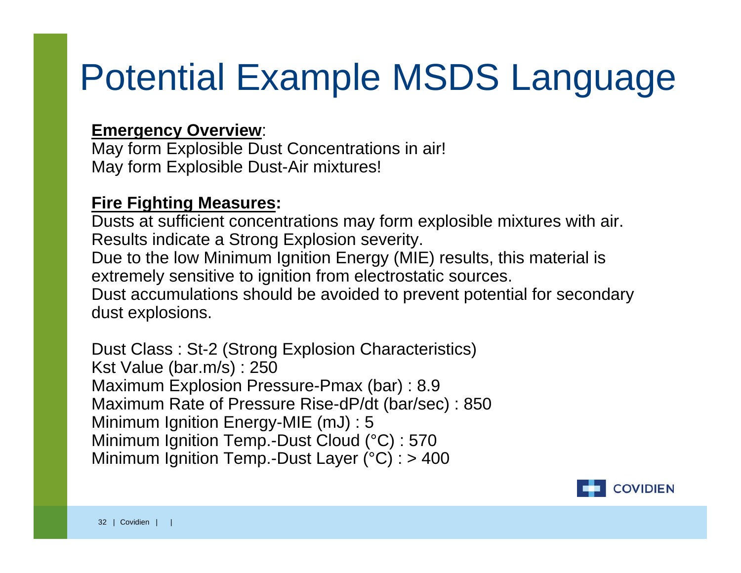# Potential Example MSDS Language

**Emergency Overview**:
May form Explosible Dust Concentrations in air!
May form Explosible Dust-Air mixtures!

**Fire Fighting Measures:**
Dusts at sufficient concentrations may form explosible mixtures with air.
Results indicate a Strong Explosion severity.
Due to the low Minimum Ignition Energy (MIE) results, this material is extremely sensitive to ignition from electrostatic sources.
Dust accumulations should be avoided to prevent potential for secondary dust explosions.

Dust Class : St-2 (Strong Explosion Characteristics)
Kst Value (bar.m/s) : 250
Maximum Explosion Pressure-Pmax (bar) : 8.9
Maximum Rate of Pressure Rise-dP/dt (bar/sec) : 850
Minimum Ignition Energy-MIE (mJ) : 5
Minimum Ignition Temp.-Dust Cloud (°C) : 570
Minimum Ignition Temp.-Dust Layer (°C) : > 400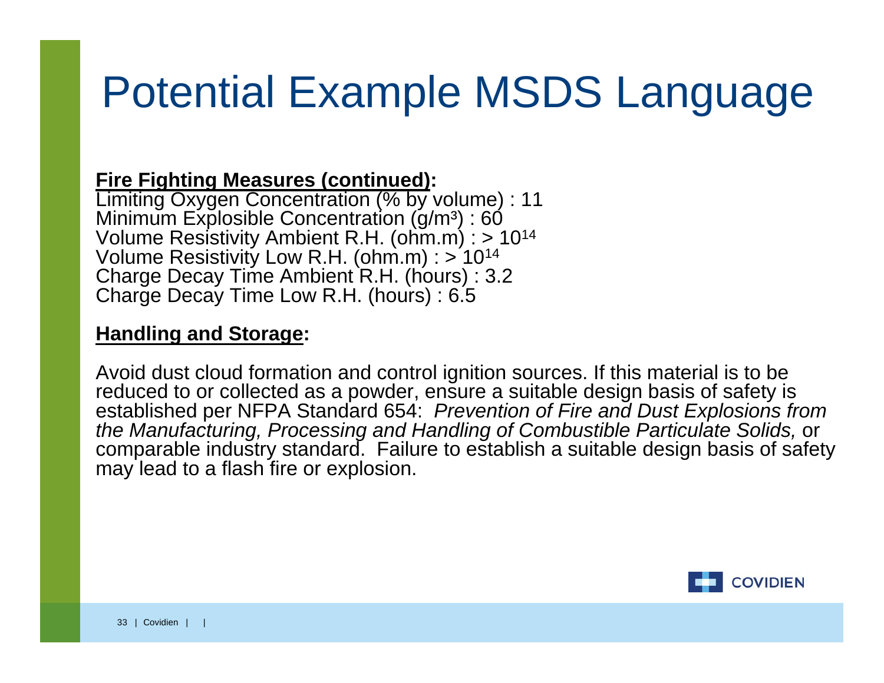# Potential Example MSDS Language

**Fire Fighting Measures (continued):**
Limiting Oxygen Concentration (% by volume) : 11
Minimum Explosible Concentration (g/m³) : 60
Volume Resistivity Ambient R.H. (ohm.m) : > $10^{14}$
Volume Resistivity Low R.H. (ohm.m) : > $10^{14}$
Charge Decay Time Ambient R.H. (hours) : 3.2
Charge Decay Time Low R.H. (hours) : 6.5

**Handling and Storage:**

Avoid dust cloud formation and control ignition sources. If this material is to be reduced to or collected as a powder, ensure a suitable design basis of safety is established per NFPA Standard 654: *Prevention of Fire and Dust Explosions from the Manufacturing, Processing and Handling of Combustible Particulate Solids,* or comparable industry standard. Failure to establish a suitable design basis of safety may lead to a flash fire or explosion.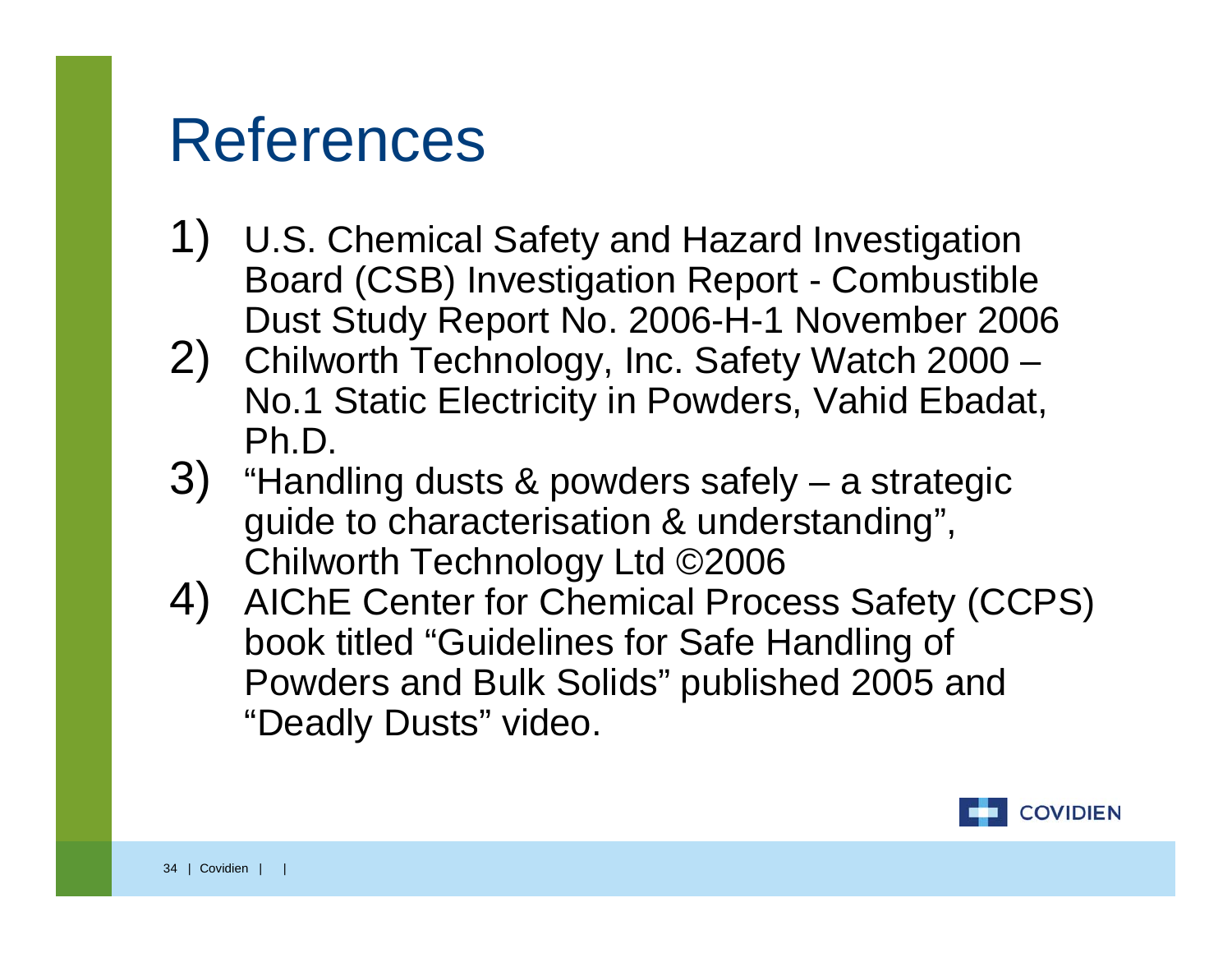# References

1) U.S. Chemical Safety and Hazard Investigation Board (CSB) Investigation Report - Combustible Dust Study Report No. 2006-H-1 November 2006
2) Chilworth Technology, Inc. Safety Watch 2000 – No.1 Static Electricity in Powders, Vahid Ebadat, Ph.D.
3) “Handling dusts & powders safely – a strategic guide to characterisation & understanding”, Chilworth Technology Ltd ©2006
4) AIChE Center for Chemical Process Safety (CCPS) book titled “Guidelines for Safe Handling of Powders and Bulk Solids” published 2005 and “Deadly Dusts” video.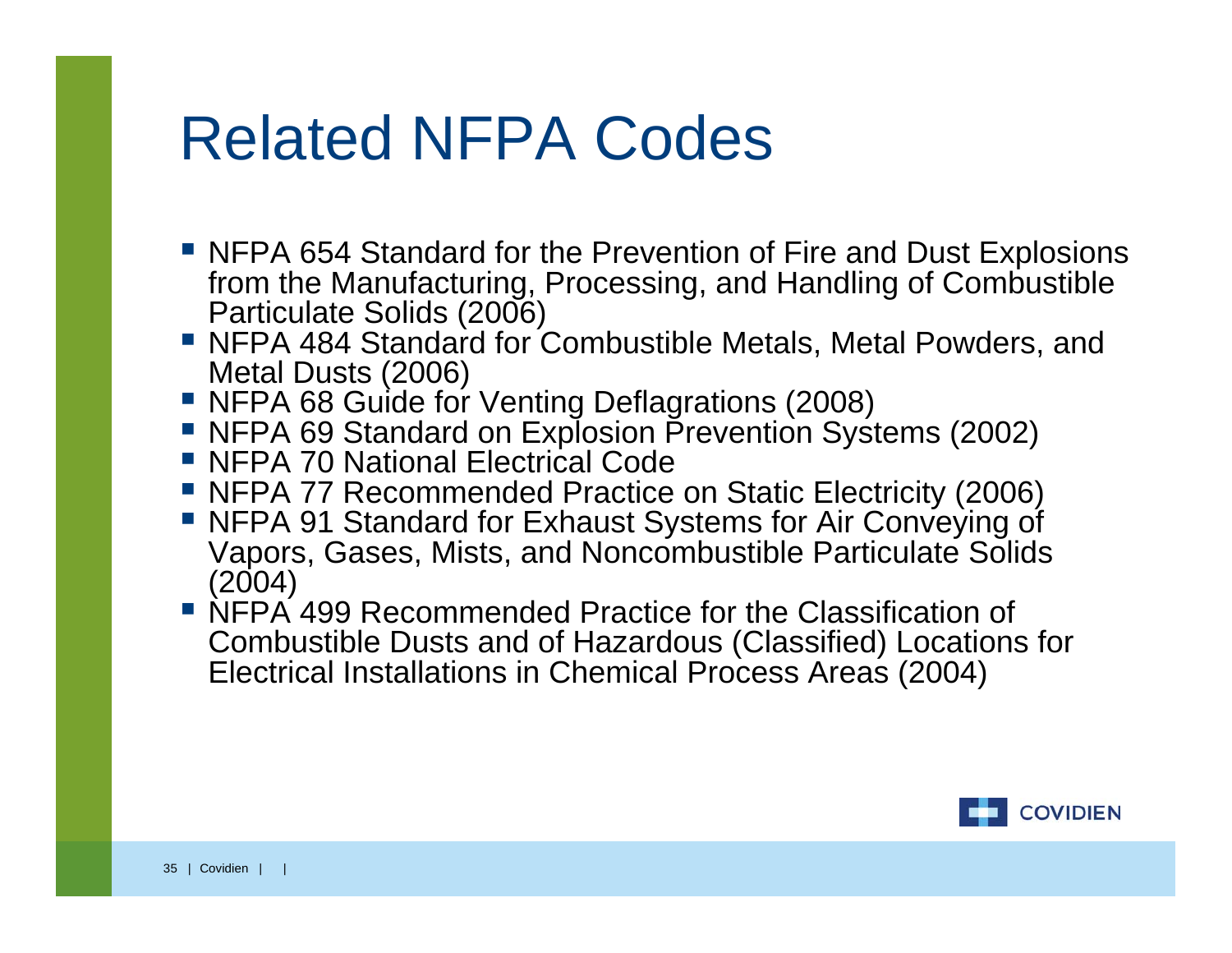# Related NFPA Codes

- NFPA 654 Standard for the Prevention of Fire and Dust Explosions from the Manufacturing, Processing, and Handling of Combustible Particulate Solids (2006)
- NFPA 484 Standard for Combustible Metals, Metal Powders, and Metal Dusts (2006)
- NFPA 68 Guide for Venting Deflagrations (2008)
- NFPA 69 Standard on Explosion Prevention Systems (2002)
- NFPA 70 National Electrical Code
- NFPA 77 Recommended Practice on Static Electricity (2006)
- NFPA 91 Standard for Exhaust Systems for Air Conveying of Vapors, Gases, Mists, and Noncombustible Particulate Solids (2004)
- NFPA 499 Recommended Practice for the Classification of Combustible Dusts and of Hazardous (Classified) Locations for Electrical Installations in Chemical Process Areas (2004)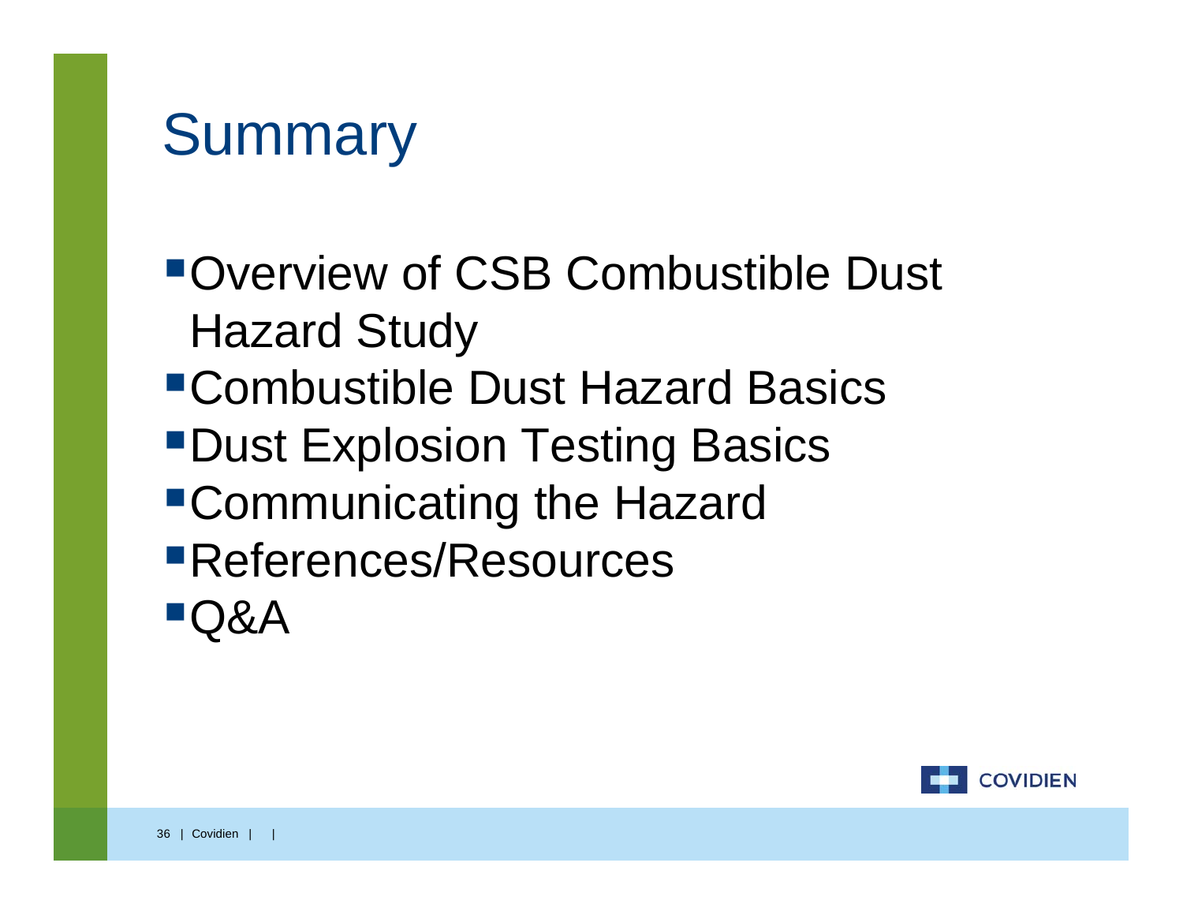# Summary

- Overview of CSB Combustible Dust Hazard Study
- Combustible Dust Hazard Basics
- Dust Explosion Testing Basics
- Communicating the Hazard
- References/Resources
- Q&A